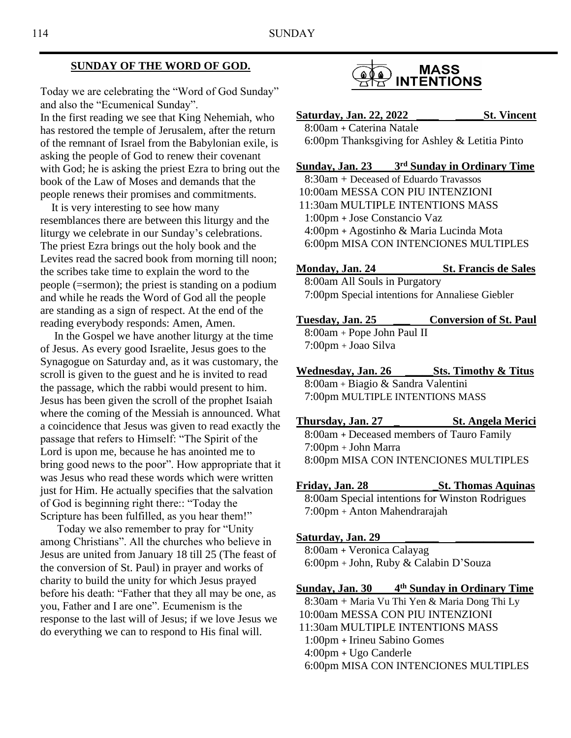## SUNDAY OF THE WORD OF GOD.

Today we are celebrating the "Word of God Sunday" and also the "Ecumenical Sunday".
In the first reading we see that King Nehemiah, who has restored the temple of Jerusalem, after the return of the remnant of Israel from the Babylonian exile, is asking the people of God to renew their covenant with God; he is asking the priest Ezra to bring out the book of the Law of Moses and demands that the people renews their promises and commitments.

It is very interesting to see how many resemblances there are between this liturgy and the liturgy we celebrate in our Sunday's celebrations. The priest Ezra brings out the holy book and the Levites read the sacred book from morning till noon; the scribes take time to explain the word to the people (=sermon); the priest is standing on a podium and while he reads the Word of God all the people are standing as a sign of respect. At the end of the reading everybody responds: Amen, Amen.

In the Gospel we have another liturgy at the time of Jesus. As every good Israelite, Jesus goes to the Synagogue on Saturday and, as it was customary, the scroll is given to the guest and he is invited to read the passage, which the rabbi would present to him. Jesus has been given the scroll of the prophet Isaiah where the coming of the Messiah is announced. What a coincidence that Jesus was given to read exactly the passage that refers to Himself: "The Spirit of the Lord is upon me, because he has anointed me to bring good news to the poor". How appropriate that it was Jesus who read these words which were written just for Him. He actually specifies that the salvation of God is beginning right there:: "Today the Scripture has been fulfilled, as you hear them!"

Today we also remember to pray for "Unity among Christians". All the churches who believe in Jesus are united from January 18 till 25 (The feast of the conversion of St. Paul) in prayer and works of charity to build the unity for which Jesus prayed before his death: "Father that they all may be one, as you, Father and I are one". Ecumenism is the response to the last will of Jesus; if we love Jesus we do everything we can to respond to His final will.

## MASS INTENTIONS

**Saturday, Jan. 22, 2022 — St. Vincent**
8:00am + Caterina Natale
6:00pm Thanksgiving for Ashley & Letitia Pinto

**Sunday, Jan. 23 — 3rd Sunday in Ordinary Time**
8:30am + Deceased of Eduardo Travassos
10:00am MESSA CON PIU INTENZIONI
11:30am MULTIPLE INTENTIONS MASS
1:00pm + Jose Constancio Vaz
4:00pm + Agostinho & Maria Lucinda Mota
6:00pm MISA CON INTENCIONES MULTIPLES

**Monday, Jan. 24 — St. Francis de Sales**
8:00am All Souls in Purgatory
7:00pm Special intentions for Annaliese Giebler

**Tuesday, Jan. 25 — Conversion of St. Paul**
8:00am + Pope John Paul II
7:00pm + Joao Silva

**Wednesday, Jan. 26 — Sts. Timothy & Titus**
8:00am + Biagio & Sandra Valentini
7:00pm MULTIPLE INTENTIONS MASS

**Thursday, Jan. 27 — St. Angela Merici**
8:00am + Deceased members of Tauro Family
7:00pm + John Marra
8:00pm MISA CON INTENCIONES MULTIPLES

**Friday, Jan. 28 — St. Thomas Aquinas**
8:00am Special intentions for Winston Rodrigues
7:00pm + Anton Mahendrarajah

**Saturday, Jan. 29**
8:00am + Veronica Calayag
6:00pm + John, Ruby & Calabin D'Souza

**Sunday, Jan. 30 — 4th Sunday in Ordinary Time**
8:30am + Maria Vu Thi Yen & Maria Dong Thi Ly
10:00am MESSA CON PIU INTENZIONI
11:30am MULTIPLE INTENTIONS MASS
1:00pm + Irineu Sabino Gomes
4:00pm + Ugo Canderle
6:00pm MISA CON INTENCIONES MULTIPLES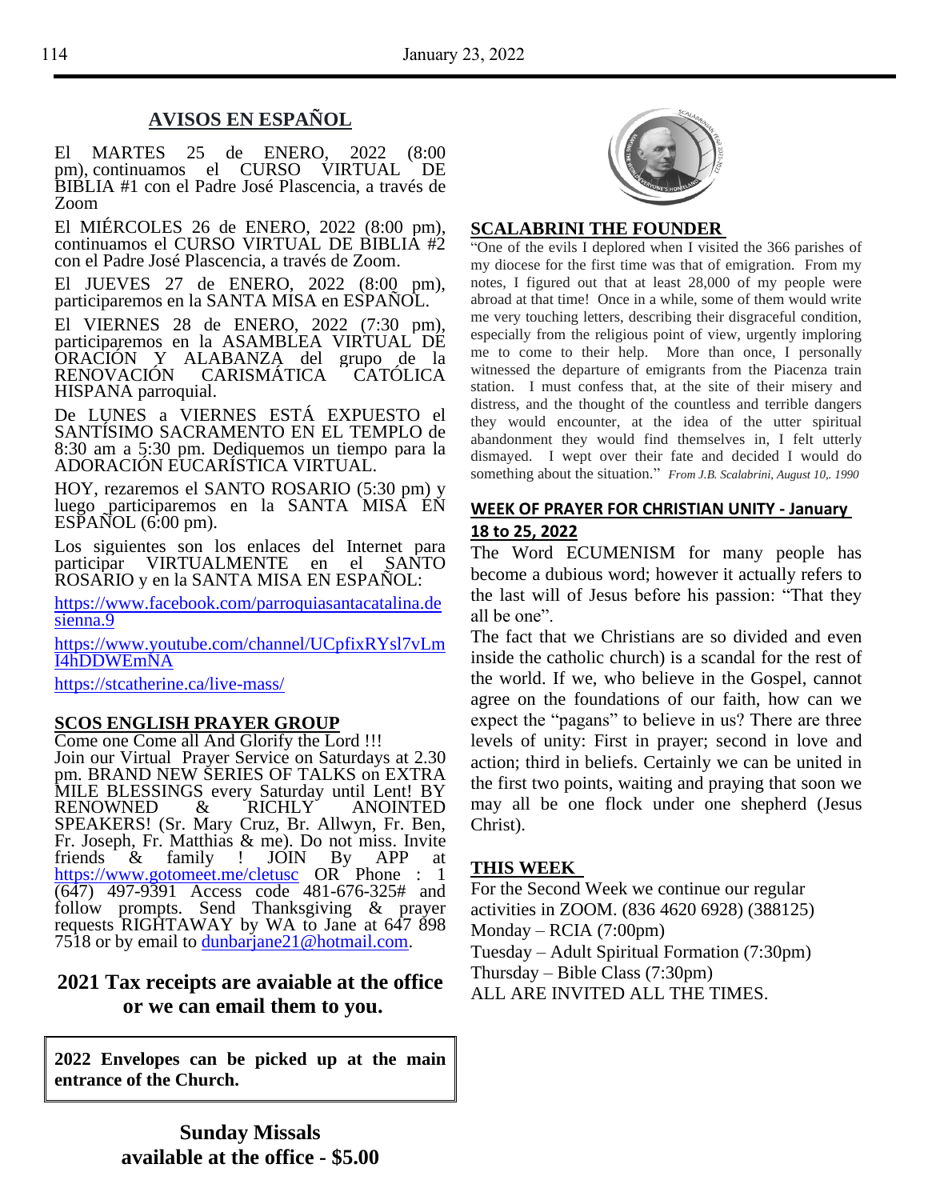## AVISOS EN ESPAÑOL

El MARTES 25 de ENERO, 2022 (8:00 pm), continuamos el CURSO VIRTUAL DE BIBLIA #1 con el Padre José Plascencia, a través de Zoom

El MIÉRCOLES 26 de ENERO, 2022 (8:00 pm), continuamos el CURSO VIRTUAL DE BIBLIA #2 con el Padre José Plascencia, a través de Zoom.

El JUEVES 27 de ENERO, 2022 (8:00 pm), participaremos en la SANTA MISA en ESPAÑOL.

El VIERNES 28 de ENERO, 2022 (7:30 pm), participaremos en la ASAMBLEA VIRTUAL DE ORACIÓN Y ALABANZA del grupo de la RENOVACIÓN CARISMÁTICA CATÓLICA HISPANA parroquial.

De LUNES a VIERNES ESTÁ EXPUESTO el SANTÍSIMO SACRAMENTO EN EL TEMPLO de 8:30 am a 5:30 pm. Dediquemos un tiempo para la ADORACIÓN EUCARÍSTICA VIRTUAL.

HOY, rezaremos el SANTO ROSARIO (5:30 pm) y luego participaremos en la SANTA MISA EN ESPAÑOL (6:00 pm).

Los siguientes son los enlaces del Internet para participar VIRTUALMENTE en el SANTO ROSARIO y en la SANTA MISA EN ESPAÑOL:

https://www.facebook.com/parroquiasantacatalina.desienna.9

https://www.youtube.com/channel/UCpfixRYsl7vLmI4hDDWEmNA

https://stcatherine.ca/live-mass/

## SCOS ENGLISH PRAYER GROUP

Come one Come all And Glorify the Lord !!!
Join our Virtual Prayer Service on Saturdays at 2.30 pm. BRAND NEW SERIES OF TALKS on EXTRA MILE BLESSINGS every Saturday until Lent! BY RENOWNED & RICHLY ANOINTED SPEAKERS! (Sr. Mary Cruz, Br. Allwyn, Fr. Ben, Fr. Joseph, Fr. Matthias & me). Do not miss. Invite friends & family ! JOIN By APP at https://www.gotomeet.me/cletusc OR Phone : 1 (647) 497-9391 Access code 481-676-325# and follow prompts. Send Thanksgiving & prayer requests RIGHTAWAY by WA to Jane at 647 898 7518 or by email to dunbarjane21@hotmail.com.

**2021 Tax receipts are avaiable at the office or we can email them to you.**

**2022 Envelopes can be picked up at the main entrance of the Church.**

**Sunday Missals available at the office - $5.00**

## SCALABRINI THE FOUNDER

"One of the evils I deplored when I visited the 366 parishes of my diocese for the first time was that of emigration. From my notes, I figured out that at least 28,000 of my people were abroad at that time! Once in a while, some of them would write me very touching letters, describing their disgraceful condition, especially from the religious point of view, urgently imploring me to come to their help. More than once, I personally witnessed the departure of emigrants from the Piacenza train station. I must confess that, at the site of their misery and distress, and the thought of the countless and terrible dangers they would encounter, at the idea of the utter spiritual abandonment they would find themselves in, I felt utterly dismayed. I wept over their fate and decided I would do something about the situation." *From J.B. Scalabrini, August 10,. 1990*

## WEEK OF PRAYER FOR CHRISTIAN UNITY - January 18 to 25, 2022

The Word ECUMENISM for many people has become a dubious word; however it actually refers to the last will of Jesus before his passion: "That they all be one".

The fact that we Christians are so divided and even inside the catholic church) is a scandal for the rest of the world. If we, who believe in the Gospel, cannot agree on the foundations of our faith, how can we expect the "pagans" to believe in us? There are three levels of unity: First in prayer; second in love and action; third in beliefs. Certainly we can be united in the first two points, waiting and praying that soon we may all be one flock under one shepherd (Jesus Christ).

## THIS WEEK

For the Second Week we continue our regular activities in ZOOM. (836 4620 6928) (388125)
Monday – RCIA (7:00pm)
Tuesday – Adult Spiritual Formation (7:30pm)
Thursday – Bible Class (7:30pm)
ALL ARE INVITED ALL THE TIMES.